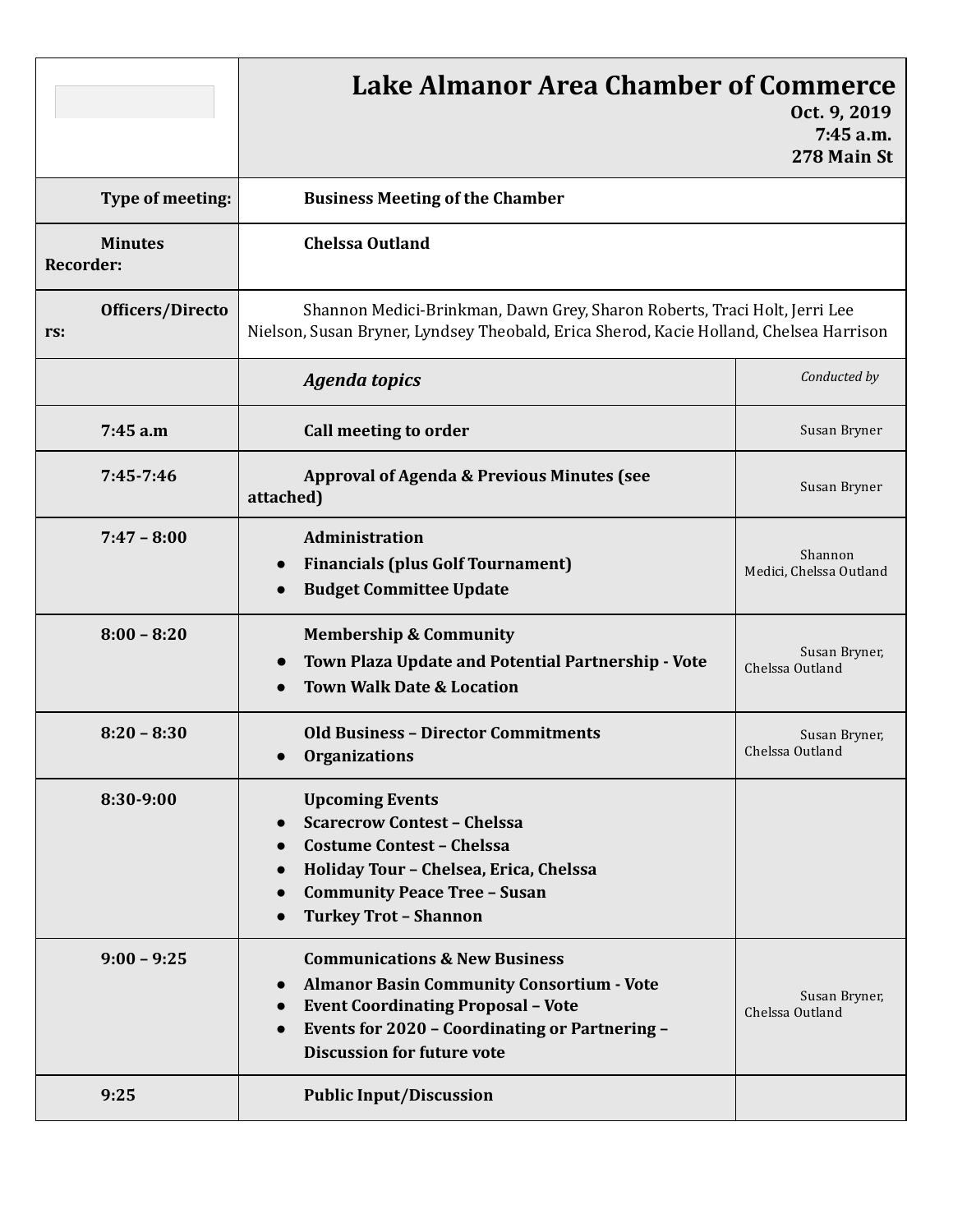# Lake Almanor Area Chamber of Commerce

**Oct. 9, 2019**
**7:45 a.m.**
**278 Main St**

| | |
|---|---|
| **Type of meeting:** | **Business Meeting of the Chamber** |
| **Minutes Recorder:** | **Chelssa Outland** |
| **Officers/Directors:** | Shannon Medici-Brinkman, Dawn Grey, Sharon Roberts, Traci Holt, Jerri Lee Nielson, Susan Bryner, Lyndsey Theobald, Erica Sherod, Kacie Holland, Chelsea Harrison |

| | *Agenda topics* | *Conducted by* |
|---|---|---|
| **7:45 a.m** | **Call meeting to order** | Susan Bryner |
| **7:45-7:46** | **Approval of Agenda & Previous Minutes (see attached)** | Susan Bryner |
| **7:47 – 8:00** | **Administration**<br>• **Financials (plus Golf Tournament)**<br>• **Budget Committee Update** | Shannon Medici, Chelssa Outland |
| **8:00 – 8:20** | **Membership & Community**<br>• **Town Plaza Update and Potential Partnership - Vote**<br>• **Town Walk Date & Location** | Susan Bryner, Chelssa Outland |
| **8:20 – 8:30** | **Old Business – Director Commitments**<br>• **Organizations** | Susan Bryner, Chelssa Outland |
| **8:30-9:00** | **Upcoming Events**<br>• **Scarecrow Contest – Chelssa**<br>• **Costume Contest – Chelssa**<br>• **Holiday Tour – Chelsea, Erica, Chelssa**<br>• **Community Peace Tree – Susan**<br>• **Turkey Trot – Shannon** | |
| **9:00 – 9:25** | **Communications & New Business**<br>• **Almanor Basin Community Consortium - Vote**<br>• **Event Coordinating Proposal – Vote**<br>• **Events for 2020 – Coordinating or Partnering – Discussion for future vote** | Susan Bryner, Chelssa Outland |
| **9:25** | **Public Input/Discussion** | |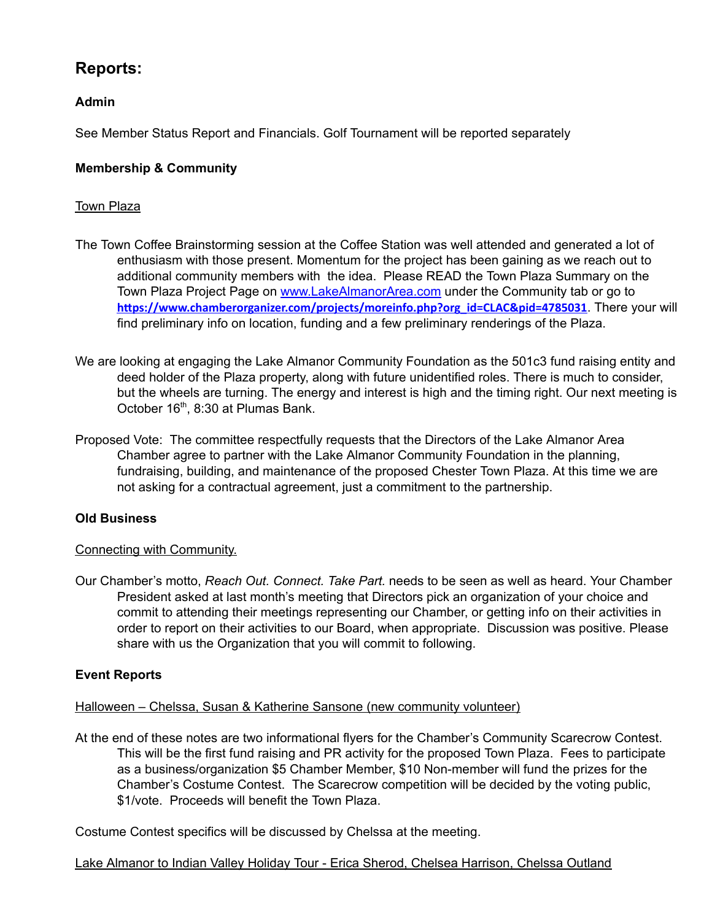## Reports:

### Admin

See Member Status Report and Financials. Golf Tournament will be reported separately

### Membership & Community

Town Plaza

The Town Coffee Brainstorming session at the Coffee Station was well attended and generated a lot of enthusiasm with those present. Momentum for the project has been gaining as we reach out to additional community members with the idea. Please READ the Town Plaza Summary on the Town Plaza Project Page on [www.LakeAlmanorArea.com](http://www.LakeAlmanorArea.com) under the Community tab or go to **[https://www.chamberorganizer.com/projects/moreinfo.php?org_id=CLAC&pid=4785031](https://www.chamberorganizer.com/projects/moreinfo.php?org_id=CLAC&pid=4785031)**. There your will find preliminary info on location, funding and a few preliminary renderings of the Plaza.

We are looking at engaging the Lake Almanor Community Foundation as the 501c3 fund raising entity and deed holder of the Plaza property, along with future unidentified roles. There is much to consider, but the wheels are turning. The energy and interest is high and the timing right. Our next meeting is October 16th, 8:30 at Plumas Bank.

Proposed Vote: The committee respectfully requests that the Directors of the Lake Almanor Area Chamber agree to partner with the Lake Almanor Community Foundation in the planning, fundraising, building, and maintenance of the proposed Chester Town Plaza. At this time we are not asking for a contractual agreement, just a commitment to the partnership.

### Old Business

Connecting with Community.

Our Chamber's motto, *Reach Out. Connect. Take Part.* needs to be seen as well as heard. Your Chamber President asked at last month's meeting that Directors pick an organization of your choice and commit to attending their meetings representing our Chamber, or getting info on their activities in order to report on their activities to our Board, when appropriate. Discussion was positive. Please share with us the Organization that you will commit to following.

### Event Reports

Halloween – Chelssa, Susan & Katherine Sansone (new community volunteer)

At the end of these notes are two informational flyers for the Chamber's Community Scarecrow Contest. This will be the first fund raising and PR activity for the proposed Town Plaza. Fees to participate as a business/organization $5 Chamber Member, $10 Non-member will fund the prizes for the Chamber's Costume Contest. The Scarecrow competition will be decided by the voting public, $1/vote. Proceeds will benefit the Town Plaza.

Costume Contest specifics will be discussed by Chelssa at the meeting.

Lake Almanor to Indian Valley Holiday Tour - Erica Sherod, Chelsea Harrison, Chelssa Outland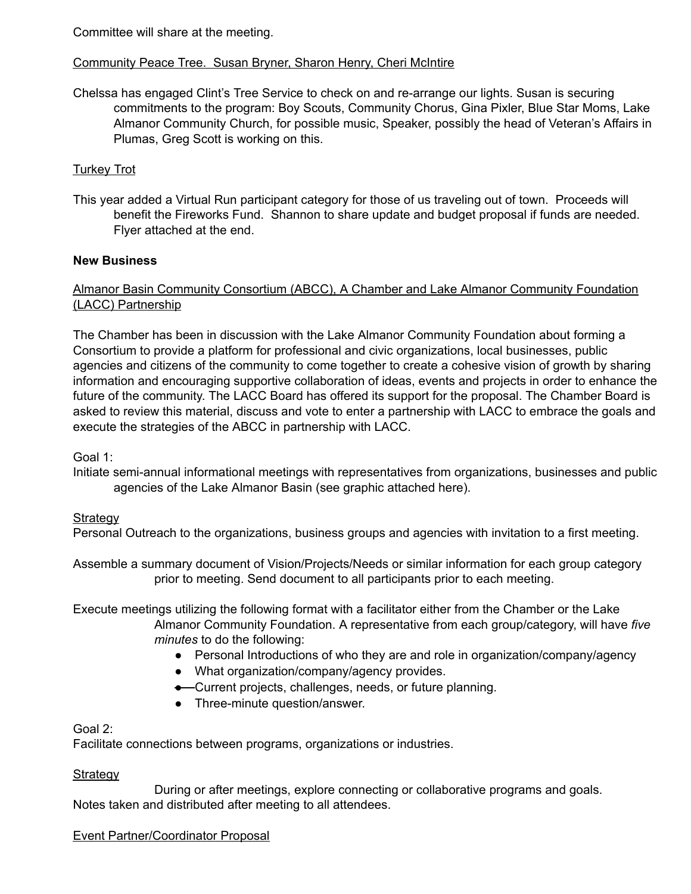Committee will share at the meeting.

<u>Community Peace Tree. Susan Bryner, Sharon Henry, Cheri McIntire</u>

Chelssa has engaged Clint's Tree Service to check on and re-arrange our lights. Susan is securing commitments to the program: Boy Scouts, Community Chorus, Gina Pixler, Blue Star Moms, Lake Almanor Community Church, for possible music, Speaker, possibly the head of Veteran's Affairs in Plumas, Greg Scott is working on this.

<u>Turkey Trot</u>

This year added a Virtual Run participant category for those of us traveling out of town. Proceeds will benefit the Fireworks Fund. Shannon to share update and budget proposal if funds are needed. Flyer attached at the end.

**New Business**

<u>Almanor Basin Community Consortium (ABCC), A Chamber and Lake Almanor Community Foundation (LACC) Partnership</u>

The Chamber has been in discussion with the Lake Almanor Community Foundation about forming a Consortium to provide a platform for professional and civic organizations, local businesses, public agencies and citizens of the community to come together to create a cohesive vision of growth by sharing information and encouraging supportive collaboration of ideas, events and projects in order to enhance the future of the community. The LACC Board has offered its support for the proposal. The Chamber Board is asked to review this material, discuss and vote to enter a partnership with LACC to embrace the goals and execute the strategies of the ABCC in partnership with LACC.

Goal 1:
Initiate semi-annual informational meetings with representatives from organizations, businesses and public agencies of the Lake Almanor Basin (see graphic attached here).

<u>Strategy</u>
Personal Outreach to the organizations, business groups and agencies with invitation to a first meeting.

Assemble a summary document of Vision/Projects/Needs or similar information for each group category prior to meeting. Send document to all participants prior to each meeting.

Execute meetings utilizing the following format with a facilitator either from the Chamber or the Lake Almanor Community Foundation. A representative from each group/category, will have *five minutes* to do the following:

- Personal Introductions of who they are and role in organization/company/agency
- What organization/company/agency provides.
- Current projects, challenges, needs, or future planning.
- Three-minute question/answer.

Goal 2:
Facilitate connections between programs, organizations or industries.

<u>Strategy</u>
During or after meetings, explore connecting or collaborative programs and goals.
Notes taken and distributed after meeting to all attendees.

<u>Event Partner/Coordinator Proposal</u>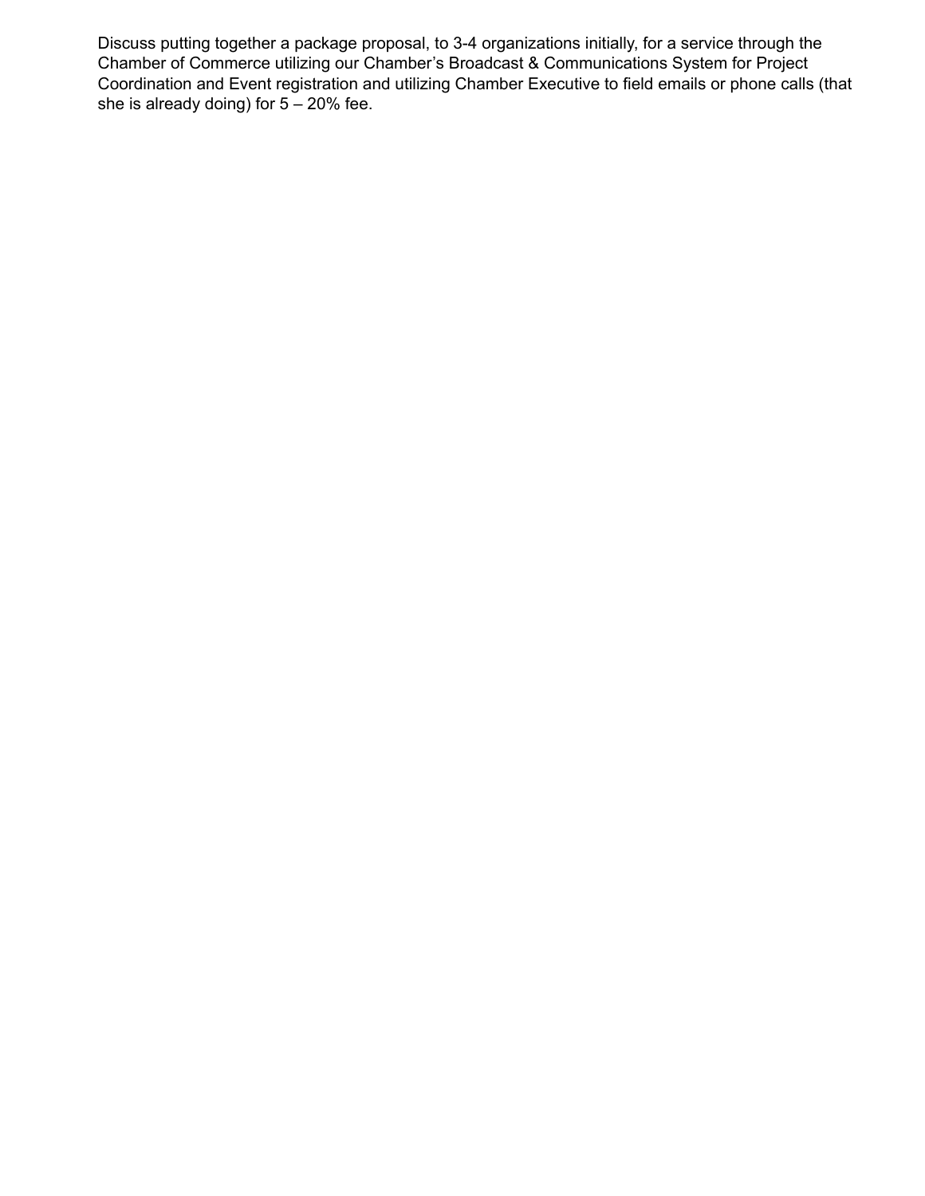Discuss putting together a package proposal, to 3-4 organizations initially, for a service through the Chamber of Commerce utilizing our Chamber's Broadcast & Communications System for Project Coordination and Event registration and utilizing Chamber Executive to field emails or phone calls (that she is already doing) for 5 – 20% fee.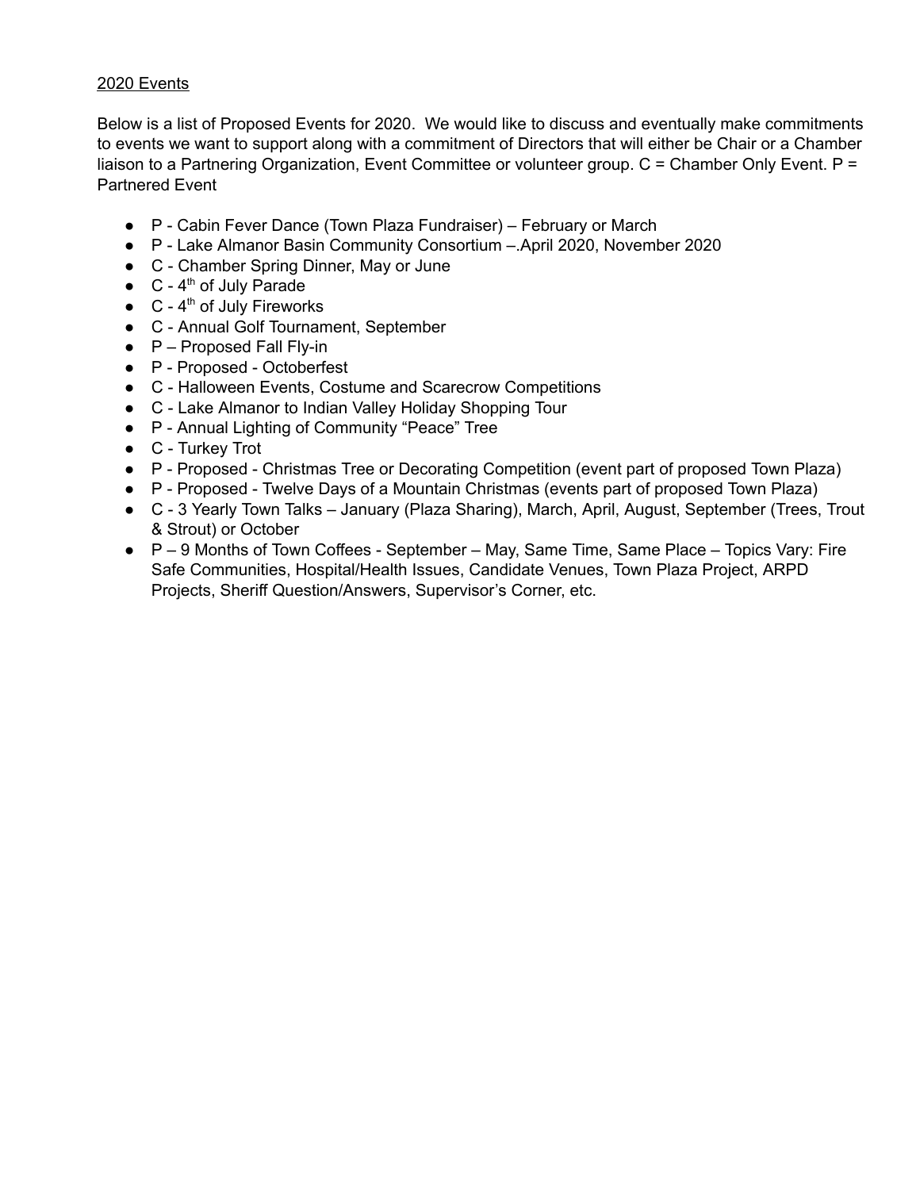<u>2020 Events</u>

Below is a list of Proposed Events for 2020. We would like to discuss and eventually make commitments to events we want to support along with a commitment of Directors that will either be Chair or a Chamber liaison to a Partnering Organization, Event Committee or volunteer group. C = Chamber Only Event. P = Partnered Event

- P - Cabin Fever Dance (Town Plaza Fundraiser) – February or March
- P - Lake Almanor Basin Community Consortium –.April 2020, November 2020
- C - Chamber Spring Dinner, May or June
- C - 4th of July Parade
- C - 4th of July Fireworks
- C - Annual Golf Tournament, September
- P – Proposed Fall Fly-in
- P - Proposed - Octoberfest
- C - Halloween Events, Costume and Scarecrow Competitions
- C - Lake Almanor to Indian Valley Holiday Shopping Tour
- P - Annual Lighting of Community "Peace" Tree
- C - Turkey Trot
- P - Proposed - Christmas Tree or Decorating Competition (event part of proposed Town Plaza)
- P - Proposed - Twelve Days of a Mountain Christmas (events part of proposed Town Plaza)
- C - 3 Yearly Town Talks – January (Plaza Sharing), March, April, August, September (Trees, Trout & Strout) or October
- P – 9 Months of Town Coffees - September – May, Same Time, Same Place – Topics Vary: Fire Safe Communities, Hospital/Health Issues, Candidate Venues, Town Plaza Project, ARPD Projects, Sheriff Question/Answers, Supervisor's Corner, etc.